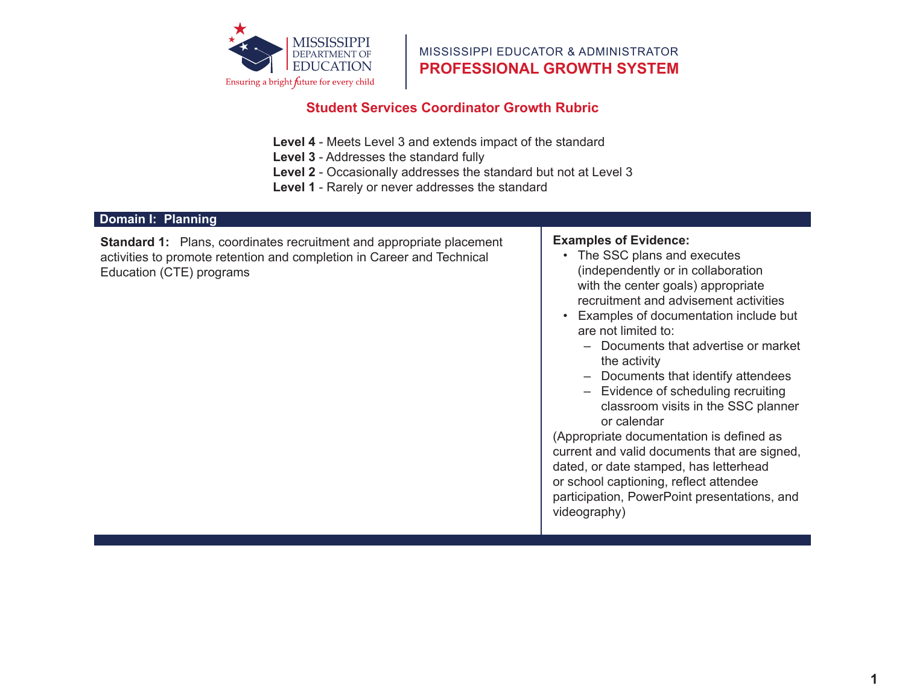MISSISSIPPI DEPARTMENT OF EDUCATION
Ensuring a bright future for every child

MISSISSIPPI EDUCATOR & ADMINISTRATOR
**PROFESSIONAL GROWTH SYSTEM**

# Student Services Coordinator Growth Rubric

**Level 4** - Meets Level 3 and extends impact of the standard
**Level 3** - Addresses the standard fully
**Level 2** - Occasionally addresses the standard but not at Level 3
**Level 1** - Rarely or never addresses the standard

## Domain I: Planning

| **Standard 1:** Plans, coordinates recruitment and appropriate placement activities to promote retention and completion in Career and Technical Education (CTE) programs | **Examples of Evidence:**<br>• The SSC plans and executes (independently or in collaboration with the center goals) appropriate recruitment and advisement activities<br>• Examples of documentation include but are not limited to:<br>– Documents that advertise or market the activity<br>– Documents that identify attendees<br>– Evidence of scheduling recruiting classroom visits in the SSC planner or calendar<br>(Appropriate documentation is defined as current and valid documents that are signed, dated, or date stamped, has letterhead or school captioning, reflect attendee participation, PowerPoint presentations, and videography) |
|---|---|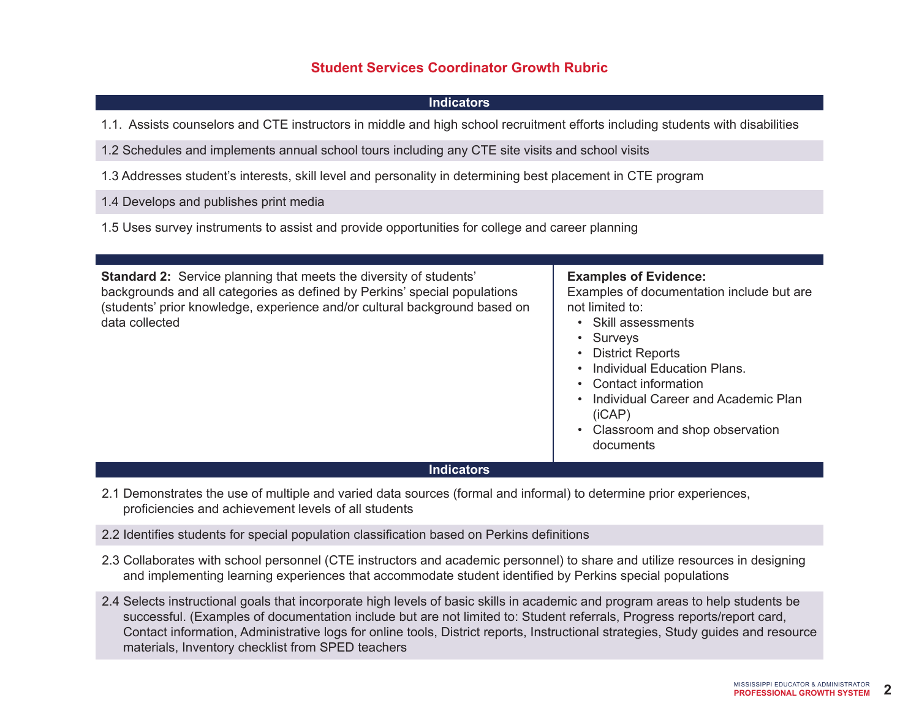## Student Services Coordinator Growth Rubric

| Indicators |
|---|
| 1.1. Assists counselors and CTE instructors in middle and high school recruitment efforts including students with disabilities |
| 1.2 Schedules and implements annual school tours including any CTE site visits and school visits |
| 1.3 Addresses student's interests, skill level and personality in determining best placement in CTE program |
| 1.4 Develops and publishes print media |
| 1.5 Uses survey instruments to assist and provide opportunities for college and career planning |

| **Standard 2:** Service planning that meets the diversity of students' backgrounds and all categories as defined by Perkins' special populations (students' prior knowledge, experience and/or cultural background based on data collected | **Examples of Evidence:** Examples of documentation include but are not limited to: <br>• Skill assessments <br>• Surveys <br>• District Reports <br>• Individual Education Plans. <br>• Contact information <br>• Individual Career and Academic Plan (iCAP) <br>• Classroom and shop observation documents |
|---|---|

| Indicators |
|---|
| 2.1 Demonstrates the use of multiple and varied data sources (formal and informal) to determine prior experiences, proficiencies and achievement levels of all students |
| 2.2 Identifies students for special population classification based on Perkins definitions |
| 2.3 Collaborates with school personnel (CTE instructors and academic personnel) to share and utilize resources in designing and implementing learning experiences that accommodate student identified by Perkins special populations |
| 2.4 Selects instructional goals that incorporate high levels of basic skills in academic and program areas to help students be successful. (Examples of documentation include but are not limited to: Student referrals, Progress reports/report card, Contact information, Administrative logs for online tools, District reports, Instructional strategies, Study guides and resource materials, Inventory checklist from SPED teachers |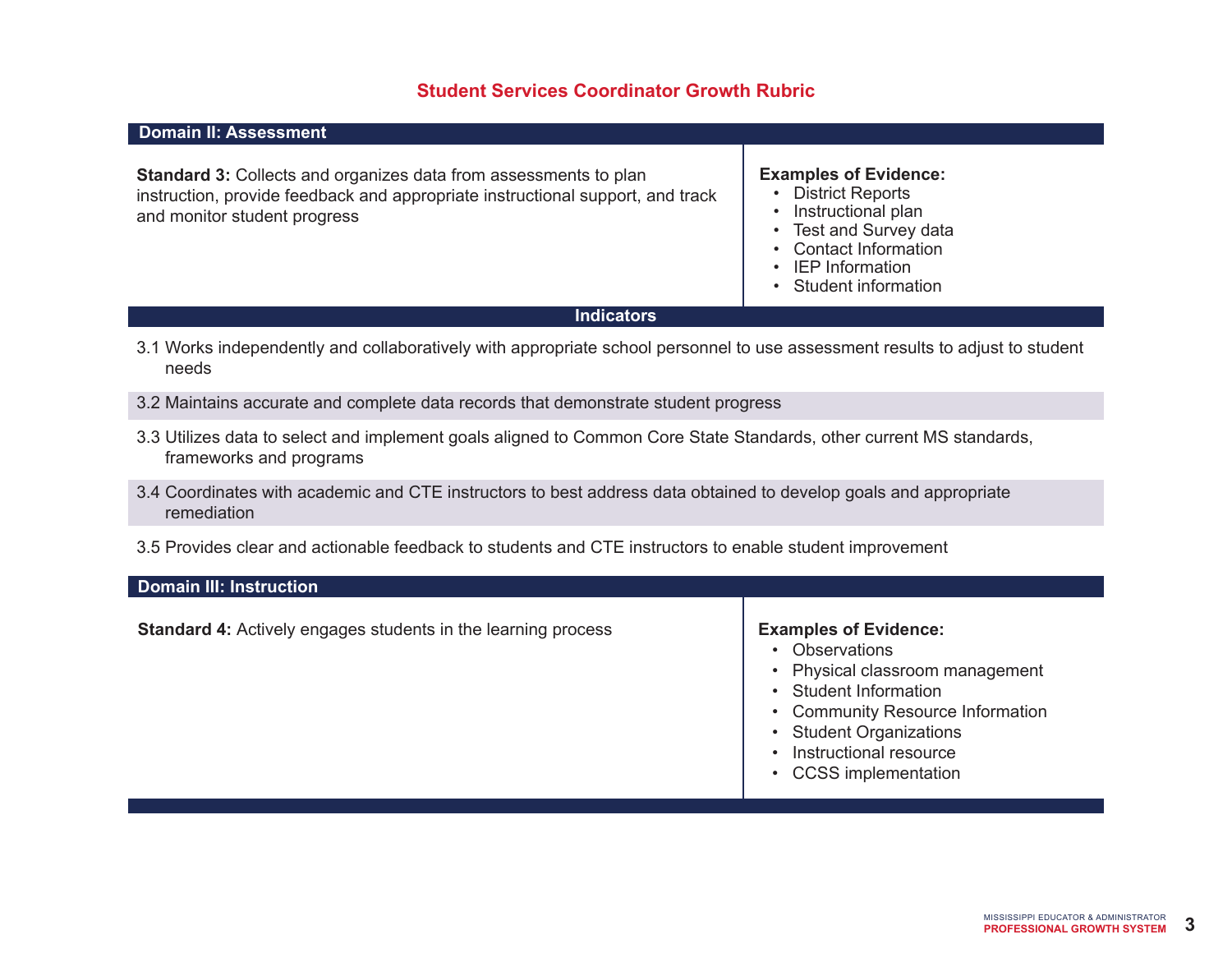## Student Services Coordinator Growth Rubric

### Domain II: Assessment

| **Standard 3:** Collects and organizes data from assessments to plan instruction, provide feedback and appropriate instructional support, and track and monitor student progress | **Examples of Evidence:**<br>• District Reports<br>• Instructional plan<br>• Test and Survey data<br>• Contact Information<br>• IEP Information<br>• Student information |
|---|---|

**Indicators**

- 3.1 Works independently and collaboratively with appropriate school personnel to use assessment results to adjust to student needs
- 3.2 Maintains accurate and complete data records that demonstrate student progress
- 3.3 Utilizes data to select and implement goals aligned to Common Core State Standards, other current MS standards, frameworks and programs
- 3.4 Coordinates with academic and CTE instructors to best address data obtained to develop goals and appropriate remediation
- 3.5 Provides clear and actionable feedback to students and CTE instructors to enable student improvement

### Domain III: Instruction

| **Standard 4:** Actively engages students in the learning process | **Examples of Evidence:**<br>• Observations<br>• Physical classroom management<br>• Student Information<br>• Community Resource Information<br>• Student Organizations<br>• Instructional resource<br>• CCSS implementation |
|---|---|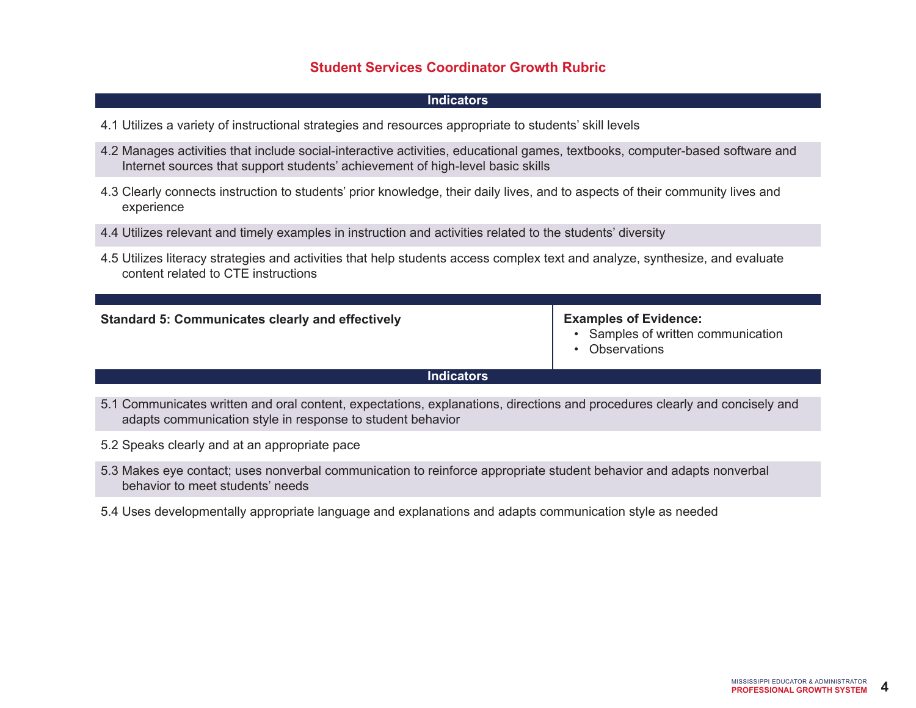## Student Services Coordinator Growth Rubric

**Indicators**

4.1 Utilizes a variety of instructional strategies and resources appropriate to students' skill levels

4.2 Manages activities that include social-interactive activities, educational games, textbooks, computer-based software and Internet sources that support students' achievement of high-level basic skills

4.3 Clearly connects instruction to students' prior knowledge, their daily lives, and to aspects of their community lives and experience

4.4 Utilizes relevant and timely examples in instruction and activities related to the students' diversity

4.5 Utilizes literacy strategies and activities that help students access complex text and analyze, synthesize, and evaluate content related to CTE instructions

| Standard 5: Communicates clearly and effectively | Examples of Evidence: |
|---|---|
| | • Samples of written communication<br>• Observations |

**Indicators**

5.1 Communicates written and oral content, expectations, explanations, directions and procedures clearly and concisely and adapts communication style in response to student behavior

5.2 Speaks clearly and at an appropriate pace

5.3 Makes eye contact; uses nonverbal communication to reinforce appropriate student behavior and adapts nonverbal behavior to meet students' needs

5.4 Uses developmentally appropriate language and explanations and adapts communication style as needed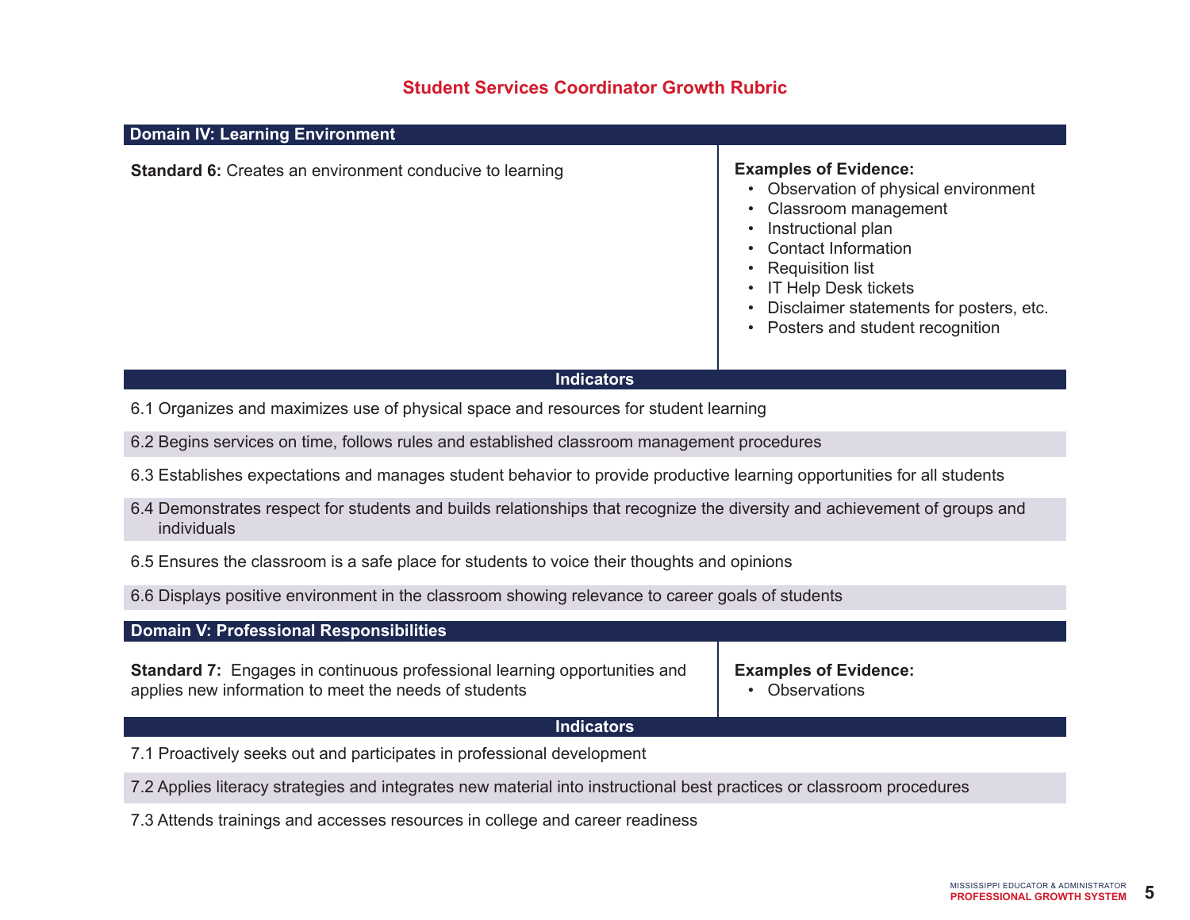# Student Services Coordinator Growth Rubric

## Domain IV: Learning Environment

**Standard 6:** Creates an environment conducive to learning

**Examples of Evidence:**
- Observation of physical environment
- Classroom management
- Instructional plan
- Contact Information
- Requisition list
- IT Help Desk tickets
- Disclaimer statements for posters, etc.
- Posters and student recognition

### Indicators

6.1 Organizes and maximizes use of physical space and resources for student learning

6.2 Begins services on time, follows rules and established classroom management procedures

6.3 Establishes expectations and manages student behavior to provide productive learning opportunities for all students

6.4 Demonstrates respect for students and builds relationships that recognize the diversity and achievement of groups and individuals

6.5 Ensures the classroom is a safe place for students to voice their thoughts and opinions

6.6 Displays positive environment in the classroom showing relevance to career goals of students

## Domain V: Professional Responsibilities

**Standard 7:** Engages in continuous professional learning opportunities and applies new information to meet the needs of students

**Examples of Evidence:**
- Observations

### Indicators

7.1 Proactively seeks out and participates in professional development

7.2 Applies literacy strategies and integrates new material into instructional best practices or classroom procedures

7.3 Attends trainings and accesses resources in college and career readiness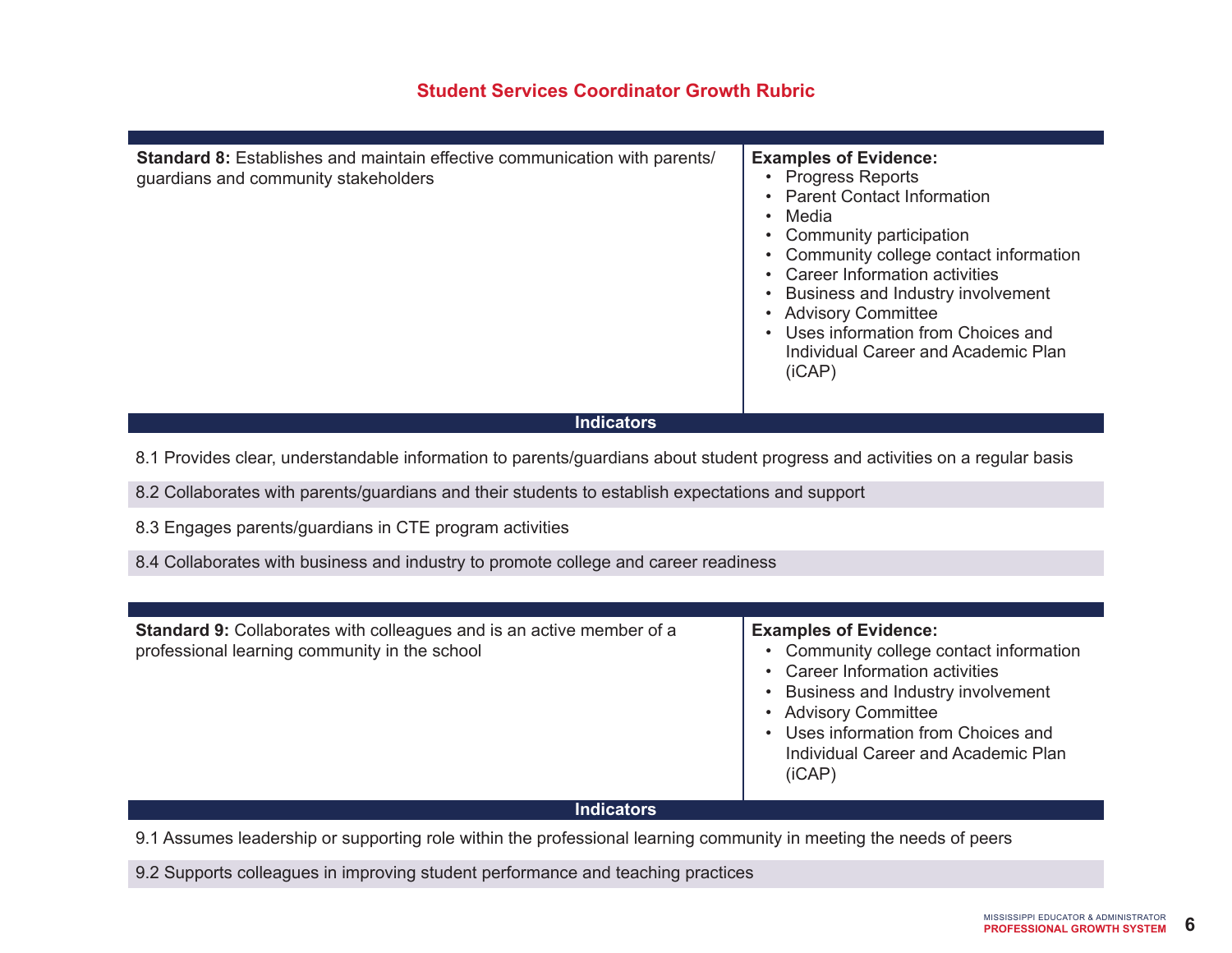## Student Services Coordinator Growth Rubric

| | |
|---|---|
| **Standard 8:** Establishes and maintain effective communication with parents/ guardians and community stakeholders | **Examples of Evidence:**<br>• Progress Reports<br>• Parent Contact Information<br>• Media<br>• Community participation<br>• Community college contact information<br>• Career Information activities<br>• Business and Industry involvement<br>• Advisory Committee<br>• Uses information from Choices and Individual Career and Academic Plan (iCAP) |

**Indicators**

8.1 Provides clear, understandable information to parents/guardians about student progress and activities on a regular basis

8.2 Collaborates with parents/guardians and their students to establish expectations and support

8.3 Engages parents/guardians in CTE program activities

8.4 Collaborates with business and industry to promote college and career readiness

| | |
|---|---|
| **Standard 9:** Collaborates with colleagues and is an active member of a professional learning community in the school | **Examples of Evidence:**<br>• Community college contact information<br>• Career Information activities<br>• Business and Industry involvement<br>• Advisory Committee<br>• Uses information from Choices and Individual Career and Academic Plan (iCAP) |

**Indicators**

9.1 Assumes leadership or supporting role within the professional learning community in meeting the needs of peers

9.2 Supports colleagues in improving student performance and teaching practices